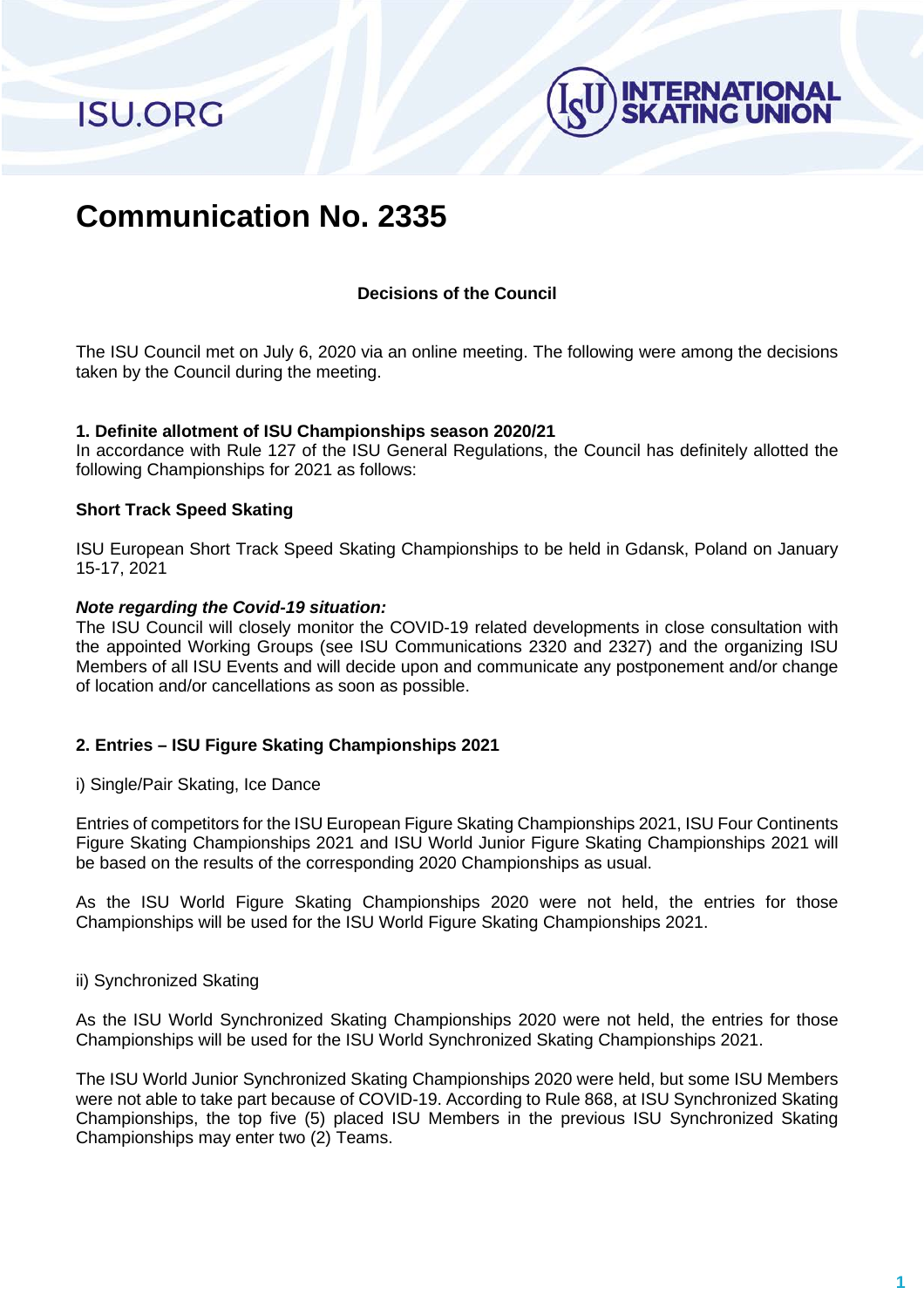# Communication No. 2335

**Decisions of the Council**

The ISU Council met on July 6, 2020 via an online meeting. The following were among the decisions taken by the Council during the meeting.

**1. Definite allotment of ISU Championships season 2020/21**

In accordance with Rule 127 of the ISU General Regulations, the Council has definitely allotted the following Championships for 2021 as follows:

**Short Track Speed Skating**

ISU European Short Track Speed Skating Championships to be held in Gdansk, Poland on January 15-17, 2021

***Note regarding the Covid-19 situation:***

The ISU Council will closely monitor the COVID-19 related developments in close consultation with the appointed Working Groups (see ISU Communications 2320 and 2327) and the organizing ISU Members of all ISU Events and will decide upon and communicate any postponement and/or change of location and/or cancellations as soon as possible.

**2. Entries – ISU Figure Skating Championships 2021**

i) Single/Pair Skating, Ice Dance

Entries of competitors for the ISU European Figure Skating Championships 2021, ISU Four Continents Figure Skating Championships 2021 and ISU World Junior Figure Skating Championships 2021 will be based on the results of the corresponding 2020 Championships as usual.

As the ISU World Figure Skating Championships 2020 were not held, the entries for those Championships will be used for the ISU World Figure Skating Championships 2021.

ii) Synchronized Skating

As the ISU World Synchronized Skating Championships 2020 were not held, the entries for those Championships will be used for the ISU World Synchronized Skating Championships 2021.

The ISU World Junior Synchronized Skating Championships 2020 were held, but some ISU Members were not able to take part because of COVID-19. According to Rule 868, at ISU Synchronized Skating Championships, the top five (5) placed ISU Members in the previous ISU Synchronized Skating Championships may enter two (2) Teams.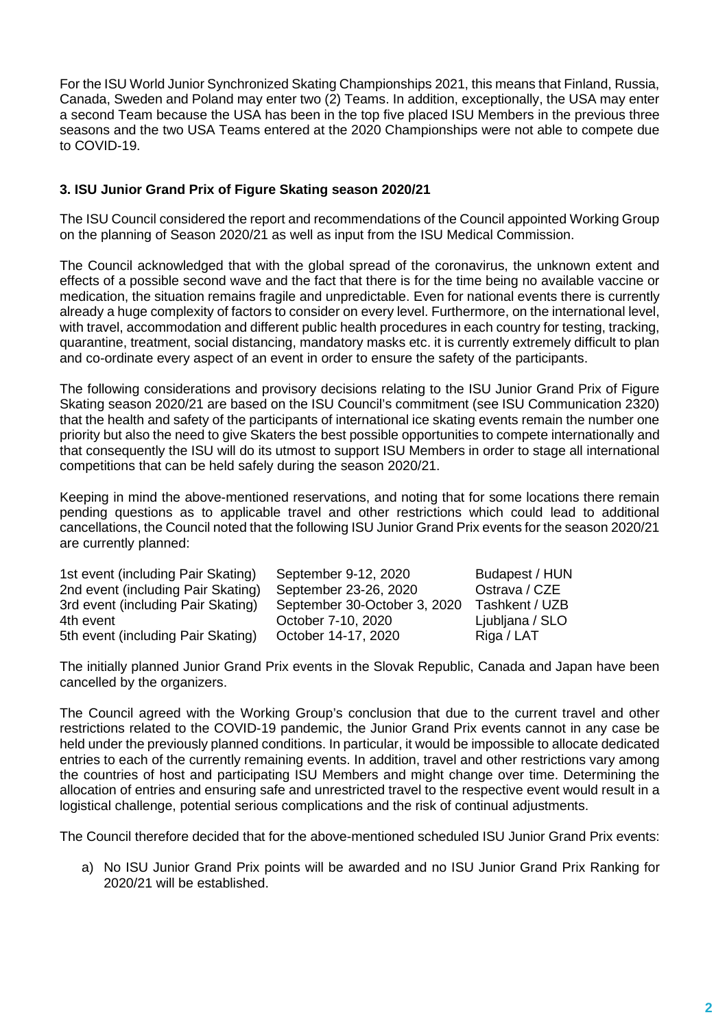For the ISU World Junior Synchronized Skating Championships 2021, this means that Finland, Russia, Canada, Sweden and Poland may enter two (2) Teams. In addition, exceptionally, the USA may enter a second Team because the USA has been in the top five placed ISU Members in the previous three seasons and the two USA Teams entered at the 2020 Championships were not able to compete due to COVID-19.

### 3. ISU Junior Grand Prix of Figure Skating season 2020/21

The ISU Council considered the report and recommendations of the Council appointed Working Group on the planning of Season 2020/21 as well as input from the ISU Medical Commission.

The Council acknowledged that with the global spread of the coronavirus, the unknown extent and effects of a possible second wave and the fact that there is for the time being no available vaccine or medication, the situation remains fragile and unpredictable. Even for national events there is currently already a huge complexity of factors to consider on every level. Furthermore, on the international level, with travel, accommodation and different public health procedures in each country for testing, tracking, quarantine, treatment, social distancing, mandatory masks etc. it is currently extremely difficult to plan and co-ordinate every aspect of an event in order to ensure the safety of the participants.

The following considerations and provisory decisions relating to the ISU Junior Grand Prix of Figure Skating season 2020/21 are based on the ISU Council's commitment (see ISU Communication 2320) that the health and safety of the participants of international ice skating events remain the number one priority but also the need to give Skaters the best possible opportunities to compete internationally and that consequently the ISU will do its utmost to support ISU Members in order to stage all international competitions that can be held safely during the season 2020/21.

Keeping in mind the above-mentioned reservations, and noting that for some locations there remain pending questions as to applicable travel and other restrictions which could lead to additional cancellations, the Council noted that the following ISU Junior Grand Prix events for the season 2020/21 are currently planned:

| | | |
|---|---|---|
| 1st event (including Pair Skating) | September 9-12, 2020 | Budapest / HUN |
| 2nd event (including Pair Skating) | September 23-26, 2020 | Ostrava / CZE |
| 3rd event (including Pair Skating) | September 30-October 3, 2020 | Tashkent / UZB |
| 4th event | October 7-10, 2020 | Ljubljana / SLO |
| 5th event (including Pair Skating) | October 14-17, 2020 | Riga / LAT |

The initially planned Junior Grand Prix events in the Slovak Republic, Canada and Japan have been cancelled by the organizers.

The Council agreed with the Working Group's conclusion that due to the current travel and other restrictions related to the COVID-19 pandemic, the Junior Grand Prix events cannot in any case be held under the previously planned conditions. In particular, it would be impossible to allocate dedicated entries to each of the currently remaining events. In addition, travel and other restrictions vary among the countries of host and participating ISU Members and might change over time. Determining the allocation of entries and ensuring safe and unrestricted travel to the respective event would result in a logistical challenge, potential serious complications and the risk of continual adjustments.

The Council therefore decided that for the above-mentioned scheduled ISU Junior Grand Prix events:

a) No ISU Junior Grand Prix points will be awarded and no ISU Junior Grand Prix Ranking for 2020/21 will be established.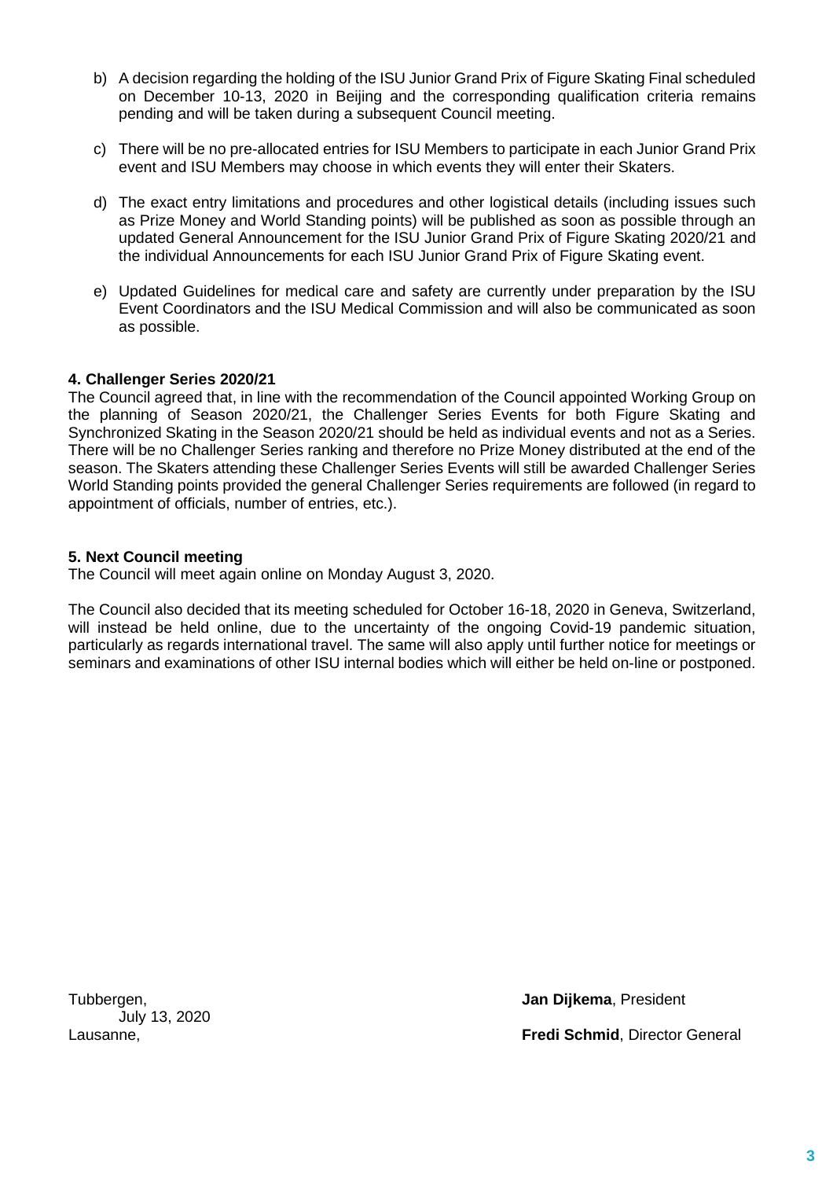b) A decision regarding the holding of the ISU Junior Grand Prix of Figure Skating Final scheduled on December 10-13, 2020 in Beijing and the corresponding qualification criteria remains pending and will be taken during a subsequent Council meeting.

c) There will be no pre-allocated entries for ISU Members to participate in each Junior Grand Prix event and ISU Members may choose in which events they will enter their Skaters.

d) The exact entry limitations and procedures and other logistical details (including issues such as Prize Money and World Standing points) will be published as soon as possible through an updated General Announcement for the ISU Junior Grand Prix of Figure Skating 2020/21 and the individual Announcements for each ISU Junior Grand Prix of Figure Skating event.

e) Updated Guidelines for medical care and safety are currently under preparation by the ISU Event Coordinators and the ISU Medical Commission and will also be communicated as soon as possible.

**4. Challenger Series 2020/21**

The Council agreed that, in line with the recommendation of the Council appointed Working Group on the planning of Season 2020/21, the Challenger Series Events for both Figure Skating and Synchronized Skating in the Season 2020/21 should be held as individual events and not as a Series. There will be no Challenger Series ranking and therefore no Prize Money distributed at the end of the season. The Skaters attending these Challenger Series Events will still be awarded Challenger Series World Standing points provided the general Challenger Series requirements are followed (in regard to appointment of officials, number of entries, etc.).

**5. Next Council meeting**

The Council will meet again online on Monday August 3, 2020.

The Council also decided that its meeting scheduled for October 16-18, 2020 in Geneva, Switzerland, will instead be held online, due to the uncertainty of the ongoing Covid-19 pandemic situation, particularly as regards international travel. The same will also apply until further notice for meetings or seminars and examinations of other ISU internal bodies which will either be held on-line or postponed.

Tubbergen,
July 13, 2020
Lausanne,

**Jan Dijkema**, President

**Fredi Schmid**, Director General